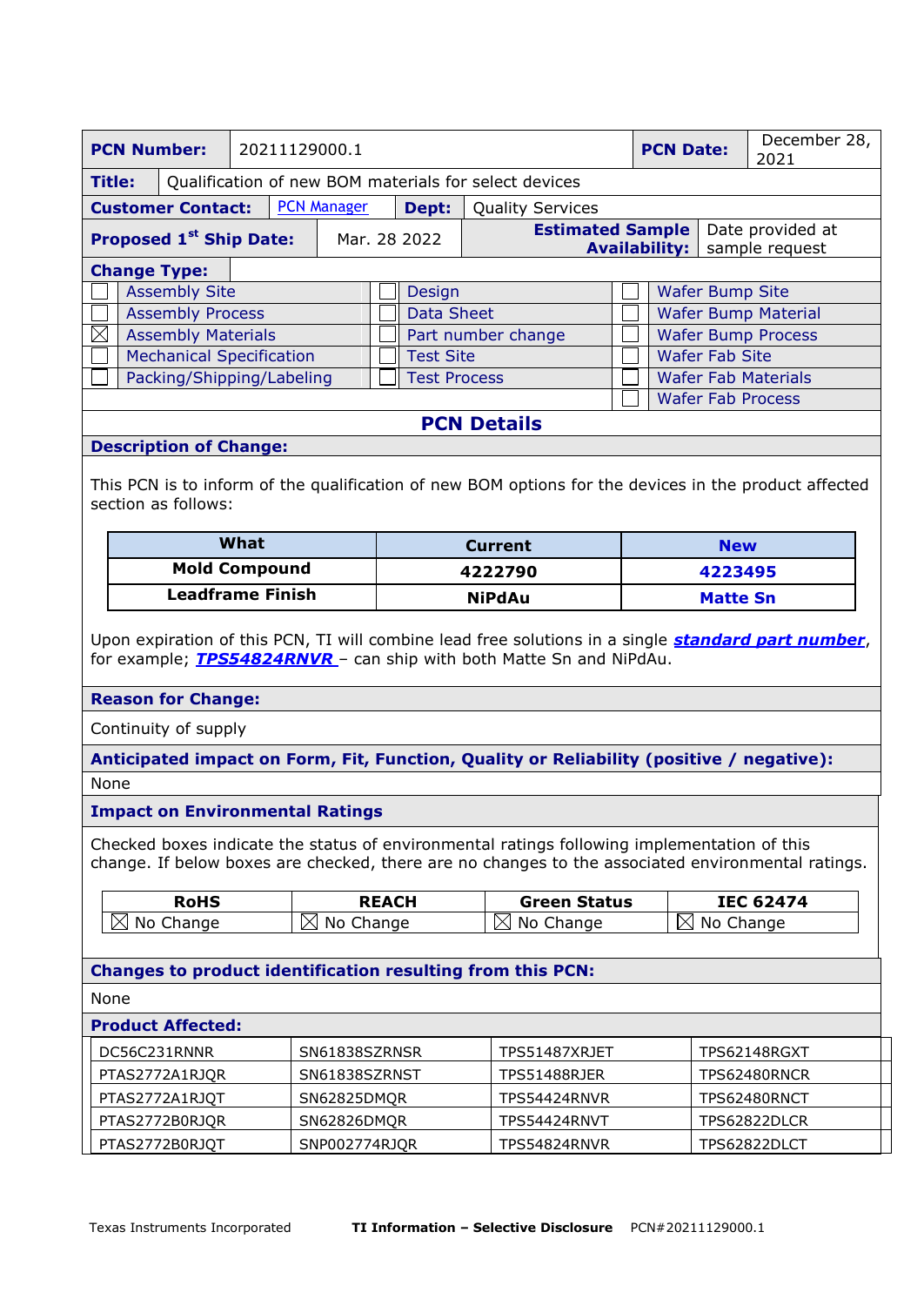| **PCN Number:** | 20211129000.1 | **PCN Date:** | December 28, 2021 |
|---|---|---|---|
| **Title:** | Qualification of new BOM materials for select devices | | |
| **Customer Contact:** | PCN Manager | **Dept:** | Quality Services |
| **Proposed 1st Ship Date:** | Mar. 28 2022 | **Estimated Sample Availability:** | Date provided at sample request |

**Change Type:**

| | | | | | |
|---|---|---|---|---|---|
| ☐ | Assembly Site | ☐ | Design | ☐ | Wafer Bump Site |
| ☐ | Assembly Process | ☐ | Data Sheet | ☐ | Wafer Bump Material |
| ☒ | Assembly Materials | ☐ | Part number change | ☐ | Wafer Bump Process |
| ☐ | Mechanical Specification | ☐ | Test Site | ☐ | Wafer Fab Site |
| ☐ | Packing/Shipping/Labeling | ☐ | Test Process | ☐ | Wafer Fab Materials |
| | | | | ☐ | Wafer Fab Process |

## PCN Details

### Description of Change:

This PCN is to inform of the qualification of new BOM options for the devices in the product affected section as follows:

| What | Current | New |
|---|---|---|
| **Mold Compound** | **4222790** | **4223495** |
| **Leadframe Finish** | **NiPdAu** | **Matte Sn** |

Upon expiration of this PCN, TI will combine lead free solutions in a single ***standard part number***, for example; ***TPS54824RNVR*** – can ship with both Matte Sn and NiPdAu.

### Reason for Change:

Continuity of supply

### Anticipated impact on Form, Fit, Function, Quality or Reliability (positive / negative):

None

### Impact on Environmental Ratings

Checked boxes indicate the status of environmental ratings following implementation of this change. If below boxes are checked, there are no changes to the associated environmental ratings.

| RoHS | REACH | Green Status | IEC 62474 |
|---|---|---|---|
| ☒ No Change | ☒ No Change | ☒ No Change | ☒ No Change |

### Changes to product identification resulting from this PCN:

None

### Product Affected:

| | | | |
|---|---|---|---|
| DC56C231RNNR | SN61838SZRNSR | TPS51487XRJET | TPS62148RGXT |
| PTAS2772A1RJQR | SN61838SZRNST | TPS51488RJER | TPS62480RNCR |
| PTAS2772A1RJQT | SN62825DMQR | TPS54424RNVR | TPS62480RNCT |
| PTAS2772B0RJQR | SN62826DMQR | TPS54424RNVT | TPS62822DLCR |
| PTAS2772B0RJQT | SNP002774RJQR | TPS54824RNVR | TPS62822DLCT |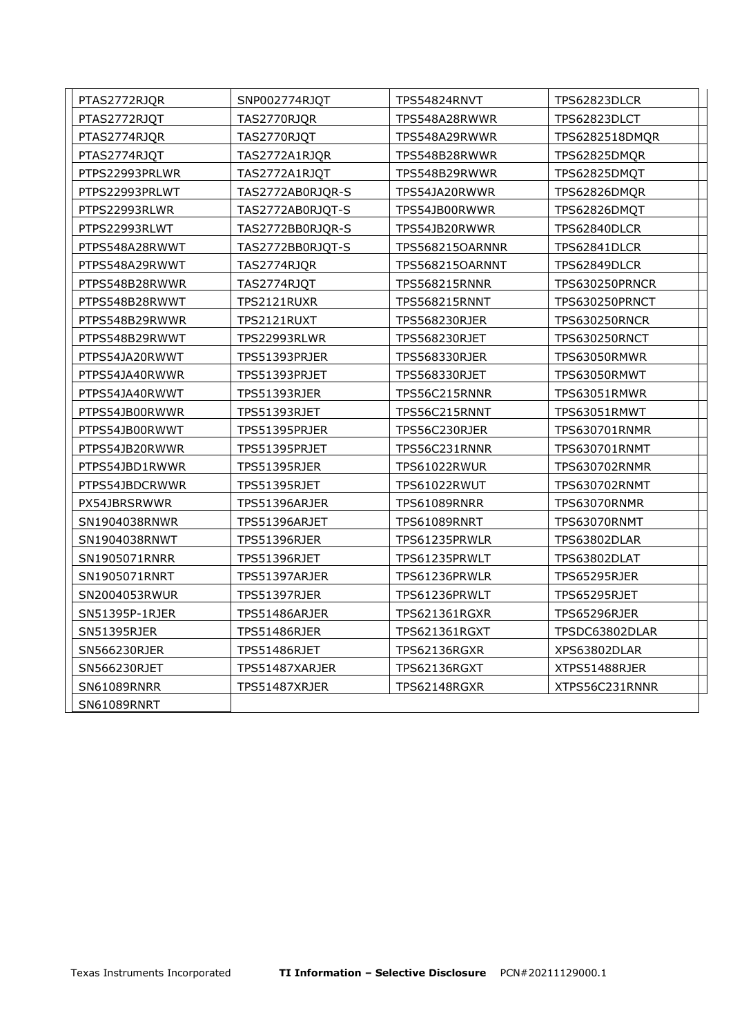| | | | |
|---|---|---|---|
| PTAS2772RJQR | SNP002774RJQT | TPS54824RNVT | TPS62823DLCR |
| PTAS2772RJQT | TAS2770RJQR | TPS548A28RWWR | TPS62823DLCT |
| PTAS2774RJQR | TAS2770RJQT | TPS548A29RWWR | TPS6282518DMQR |
| PTAS2774RJQT | TAS2772A1RJQR | TPS548B28RWWR | TPS62825DMQR |
| PTPS22993PRLWR | TAS2772A1RJQT | TPS548B29RWWR | TPS62825DMQT |
| PTPS22993PRLWT | TAS2772AB0RJQR-S | TPS54JA20RWWR | TPS62826DMQR |
| PTPS22993RLWR | TAS2772AB0RJQT-S | TPS54JB00RWWR | TPS62826DMQT |
| PTPS22993RLWT | TAS2772BB0RJQR-S | TPS54JB20RWWR | TPS62840DLCR |
| PTPS548A28RWWT | TAS2772BB0RJQT-S | TPS568215OARNNR | TPS62841DLCR |
| PTPS548A29RWWT | TAS2774RJQR | TPS568215OARNNT | TPS62849DLCR |
| PTPS548B28RWWR | TAS2774RJQT | TPS568215RNNR | TPS630250PRNCR |
| PTPS548B28RWWT | TPS2121RUXR | TPS568215RNNT | TPS630250PRNCT |
| PTPS548B29RWWR | TPS2121RUXT | TPS568230RJER | TPS630250RNCR |
| PTPS548B29RWWT | TPS22993RLWR | TPS568230RJET | TPS630250RNCT |
| PTPS54JA20RWWT | TPS51393PRJER | TPS568330RJER | TPS63050RMWR |
| PTPS54JA40RWWR | TPS51393PRJET | TPS568330RJET | TPS63050RMWT |
| PTPS54JA40RWWT | TPS51393RJER | TPS56C215RNNR | TPS63051RMWR |
| PTPS54JB00RWWR | TPS51393RJET | TPS56C215RNNT | TPS63051RMWT |
| PTPS54JB00RWWT | TPS51395PRJER | TPS56C230RJER | TPS630701RNMR |
| PTPS54JB20RWWR | TPS51395PRJET | TPS56C231RNNR | TPS630701RNMT |
| PTPS54JBD1RWWR | TPS51395RJER | TPS61022RWUR | TPS630702RNMR |
| PTPS54JBDCRWWR | TPS51395RJET | TPS61022RWUT | TPS630702RNMT |
| PX54JBRSRWWR | TPS51396ARJER | TPS61089RNRR | TPS63070RNMR |
| SN1904038RNWR | TPS51396ARJET | TPS61089RNRT | TPS63070RNMT |
| SN1904038RNWT | TPS51396RJER | TPS61235PRWLR | TPS63802DLAR |
| SN1905071RNRR | TPS51396RJET | TPS61235PRWLT | TPS63802DLAT |
| SN1905071RNRT | TPS51397ARJER | TPS61236PRWLR | TPS65295RJER |
| SN2004053RWUR | TPS51397RJER | TPS61236PRWLT | TPS65295RJET |
| SN51395P-1RJER | TPS51486ARJER | TPS621361RGXR | TPS65296RJER |
| SN51395RJER | TPS51486RJER | TPS621361RGXT | TPSDC63802DLAR |
| SN566230RJER | TPS51486RJET | TPS62136RGXR | XPS63802DLAR |
| SN566230RJET | TPS51487XARJER | TPS62136RGXT | XTPS51488RJER |
| SN61089RNRR | TPS51487XRJER | TPS62148RGXR | XTPS56C231RNNR |
| SN61089RNRT | | | |

Texas Instruments Incorporated **TI Information – Selective Disclosure** PCN#20211129000.1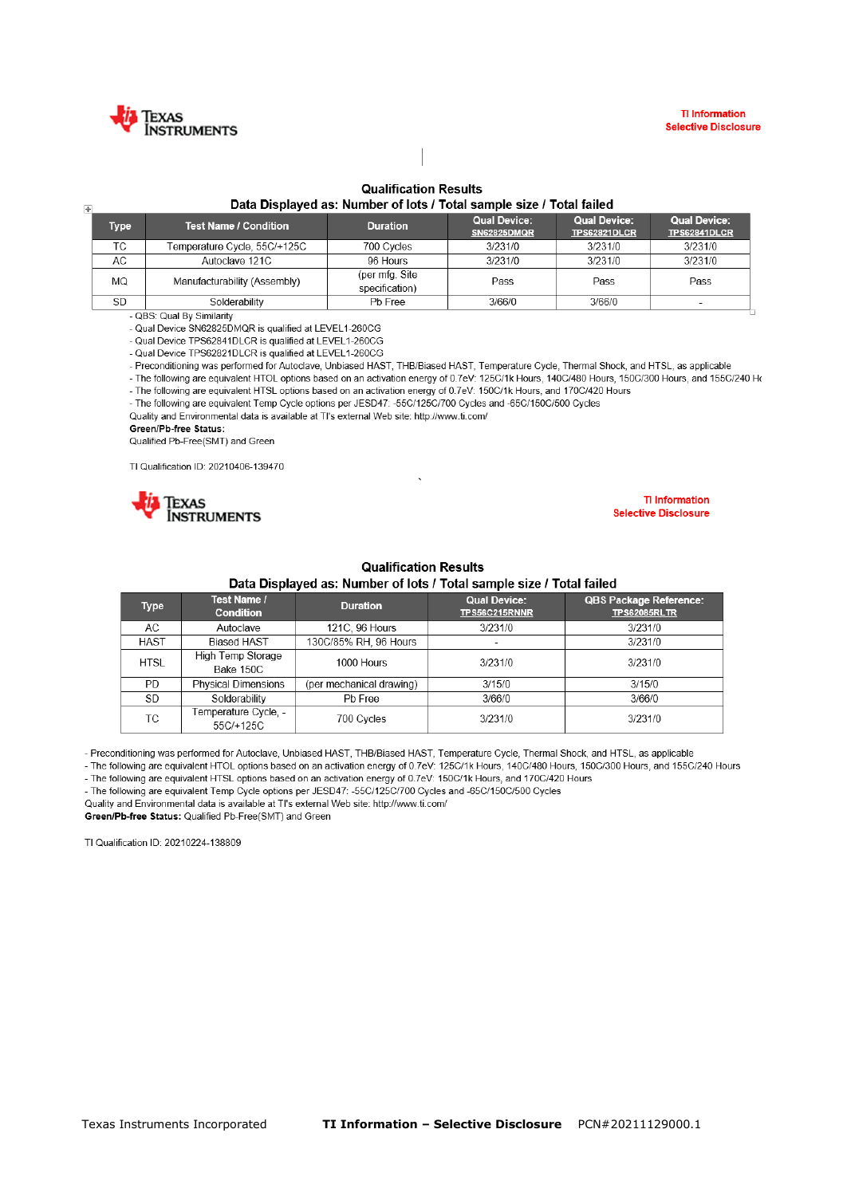TI Information
Selective Disclosure

## Qualification Results

### Data Displayed as: Number of lots / Total sample size / Total failed

| Type | Test Name / Condition | Duration | Qual Device: SN62825DMQR | Qual Device: TPS62821DLCR | Qual Device: TPS62841DLCR |
|---|---|---|---|---|---|
| TC | Temperature Cycle, 55C/+125C | 700 Cycles | 3/231/0 | 3/231/0 | 3/231/0 |
| AC | Autoclave 121C | 96 Hours | 3/231/0 | 3/231/0 | 3/231/0 |
| MQ | Manufacturability (Assembly) | (per mfg. Site specification) | Pass | Pass | Pass |
| SD | Solderability | Pb Free | 3/66/0 | 3/66/0 | - |

- QBS: Qual By Similarity
- Qual Device SN62825DMQR is qualified at LEVEL1-260CG
- Qual Device TPS62841DLCR is qualified at LEVEL1-260CG
- Qual Device TPS62821DLCR is qualified at LEVEL1-260CG
- Preconditioning was performed for Autoclave, Unbiased HAST, THB/Biased HAST, Temperature Cycle, Thermal Shock, and HTSL, as applicable
- The following are equivalent HTOL options based on an activation energy of 0.7eV: 125C/1k Hours, 140C/480 Hours, 150C/300 Hours, and 155C/240 Hc
- The following are equivalent HTSL options based on an activation energy of 0.7eV: 150C/1k Hours, and 170C/420 Hours
- The following are equivalent Temp Cycle options per JESD47: -55C/125C/700 Cycles and -65C/150C/500 Cycles

Quality and Environmental data is available at TI's external Web site: http://www.ti.com/

**Green/Pb-free Status:**
Qualified Pb-Free(SMT) and Green

TI Qualification ID: 20210406-139470

TI Information
Selective Disclosure

## Qualification Results

### Data Displayed as: Number of lots / Total sample size / Total failed

| Type | Test Name / Condition | Duration | Qual Device: TPS56C215RNNR | QBS Package Reference: TPS62085RLTR |
|---|---|---|---|---|
| AC | Autoclave | 121C, 96 Hours | 3/231/0 | 3/231/0 |
| HAST | Biased HAST | 130C/85% RH, 96 Hours | - | 3/231/0 |
| HTSL | High Temp Storage Bake 150C | 1000 Hours | 3/231/0 | 3/231/0 |
| PD | Physical Dimensions | (per mechanical drawing) | 3/15/0 | 3/15/0 |
| SD | Solderability | Pb Free | 3/66/0 | 3/66/0 |
| TC | Temperature Cycle, -55C/+125C | 700 Cycles | 3/231/0 | 3/231/0 |

- Preconditioning was performed for Autoclave, Unbiased HAST, THB/Biased HAST, Temperature Cycle, Thermal Shock, and HTSL, as applicable
- The following are equivalent HTOL options based on an activation energy of 0.7eV: 125C/1k Hours, 140C/480 Hours, 150C/300 Hours, and 155C/240 Hours
- The following are equivalent HTSL options based on an activation energy of 0.7eV: 150C/1k Hours, and 170C/420 Hours
- The following are equivalent Temp Cycle options per JESD47: -55C/125C/700 Cycles and -65C/150C/500 Cycles

Quality and Environmental data is available at TI's external Web site: http://www.ti.com/

**Green/Pb-free Status:** Qualified Pb-Free(SMT) and Green

TI Qualification ID: 20210224-138809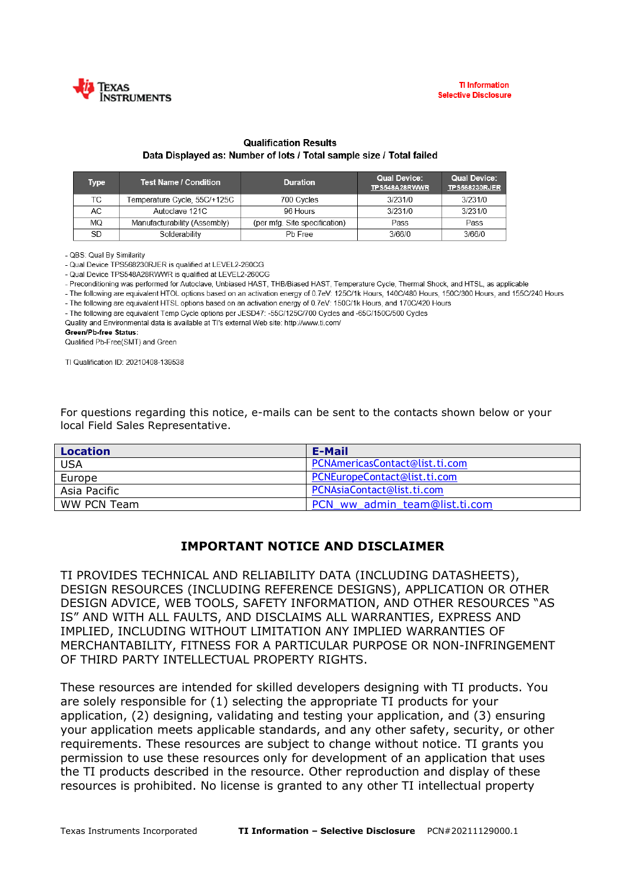### Qualification Results

**Data Displayed as: Number of lots / Total sample size / Total failed**

| Type | Test Name / Condition | Duration | Qual Device: TPS548A28RWWR | Qual Device: TPS568230RJER |
|---|---|---|---|---|
| TC | Temperature Cycle, 55C/+125C | 700 Cycles | 3/231/0 | 3/231/0 |
| AC | Autoclave 121C | 96 Hours | 3/231/0 | 3/231/0 |
| MQ | Manufacturability (Assembly) | (per mfg. Site specification) | Pass | Pass |
| SD | Solderability | Pb Free | 3/66/0 | 3/66/0 |

- QBS: Qual By Similarity
- Qual Device TPS568230RJER is qualified at LEVEL2-260CG
- Qual Device TPS548A28RWWR is qualified at LEVEL2-260CG
- Preconditioning was performed for Autoclave, Unbiased HAST, THB/Biased HAST, Temperature Cycle, Thermal Shock, and HTSL, as applicable
- The following are equivalent HTOL options based on an activation energy of 0.7eV: 125C/1k Hours, 140C/480 Hours, 150C/300 Hours, and 155C/240 Hours
- The following are equivalent HTSL options based on an activation energy of 0.7eV: 150C/1k Hours, and 170C/420 Hours
- The following are equivalent Temp Cycle options per JESD47: -55C/125C/700 Cycles and -65C/150C/500 Cycles

Quality and Environmental data is available at TI's external Web site: http://www.ti.com/

**Green/Pb-free Status:**

Qualified Pb-Free(SMT) and Green

TI Qualification ID: 20210408-139538

For questions regarding this notice, e-mails can be sent to the contacts shown below or your local Field Sales Representative.

| Location | E-Mail |
|---|---|
| USA | PCNAmericasContact@list.ti.com |
| Europe | PCNEuropeContact@list.ti.com |
| Asia Pacific | PCNAsiaContact@list.ti.com |
| WW PCN Team | PCN_ww_admin_team@list.ti.com |

## IMPORTANT NOTICE AND DISCLAIMER

TI PROVIDES TECHNICAL AND RELIABILITY DATA (INCLUDING DATASHEETS), DESIGN RESOURCES (INCLUDING REFERENCE DESIGNS), APPLICATION OR OTHER DESIGN ADVICE, WEB TOOLS, SAFETY INFORMATION, AND OTHER RESOURCES "AS IS" AND WITH ALL FAULTS, AND DISCLAIMS ALL WARRANTIES, EXPRESS AND IMPLIED, INCLUDING WITHOUT LIMITATION ANY IMPLIED WARRANTIES OF MERCHANTABILITY, FITNESS FOR A PARTICULAR PURPOSE OR NON-INFRINGEMENT OF THIRD PARTY INTELLECTUAL PROPERTY RIGHTS.

These resources are intended for skilled developers designing with TI products. You are solely responsible for (1) selecting the appropriate TI products for your application, (2) designing, validating and testing your application, and (3) ensuring your application meets applicable standards, and any other safety, security, or other requirements. These resources are subject to change without notice. TI grants you permission to use these resources only for development of an application that uses the TI products described in the resource. Other reproduction and display of these resources is prohibited. No license is granted to any other TI intellectual property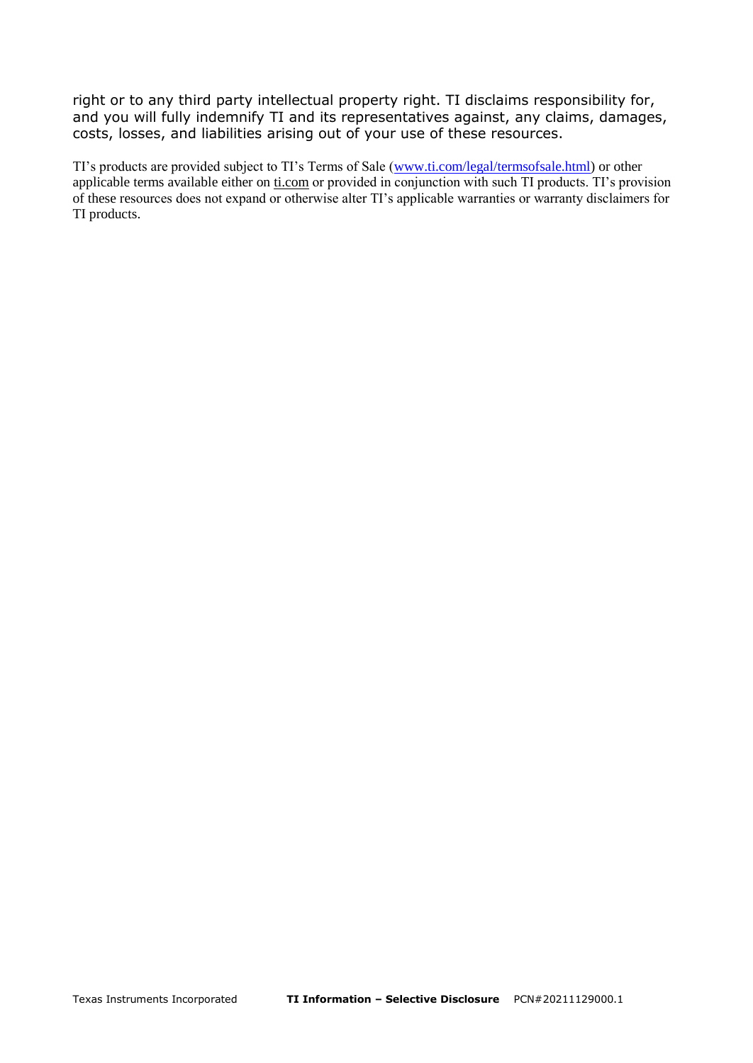right or to any third party intellectual property right. TI disclaims responsibility for, and you will fully indemnify TI and its representatives against, any claims, damages, costs, losses, and liabilities arising out of your use of these resources.

TI's products are provided subject to TI's Terms of Sale (www.ti.com/legal/termsofsale.html) or other applicable terms available either on ti.com or provided in conjunction with such TI products. TI's provision of these resources does not expand or otherwise alter TI's applicable warranties or warranty disclaimers for TI products.